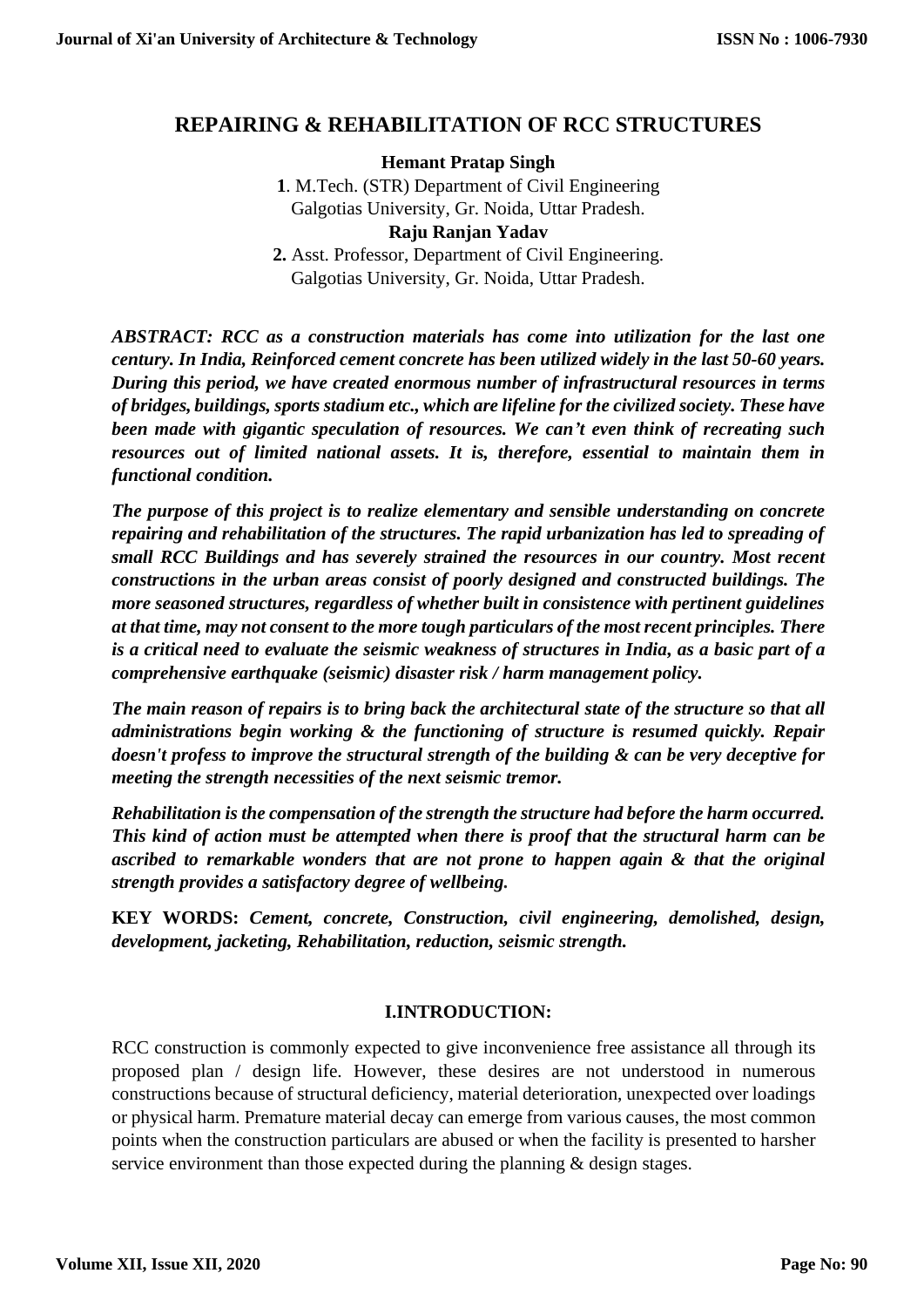# REPAIRING & REHABILITATION OF RCC STRUCTURES

**Hemant Pratap Singh**

**1**. M.Tech. (STR) Department of Civil Engineering
Galgotias University, Gr. Noida, Uttar Pradesh.

**Raju Ranjan Yadav**

**2.** Asst. Professor, Department of Civil Engineering.
Galgotias University, Gr. Noida, Uttar Pradesh.

***ABSTRACT: RCC as a construction materials has come into utilization for the last one century. In India, Reinforced cement concrete has been utilized widely in the last 50-60 years. During this period, we have created enormous number of infrastructural resources in terms of bridges, buildings, sports stadium etc., which are lifeline for the civilized society. These have been made with gigantic speculation of resources. We can't even think of recreating such resources out of limited national assets. It is, therefore, essential to maintain them in functional condition.***

***The purpose of this project is to realize elementary and sensible understanding on concrete repairing and rehabilitation of the structures. The rapid urbanization has led to spreading of small RCC Buildings and has severely strained the resources in our country. Most recent constructions in the urban areas consist of poorly designed and constructed buildings. The more seasoned structures, regardless of whether built in consistence with pertinent guidelines at that time, may not consent to the more tough particulars of the most recent principles. There is a critical need to evaluate the seismic weakness of structures in India, as a basic part of a comprehensive earthquake (seismic) disaster risk / harm management policy.***

***The main reason of repairs is to bring back the architectural state of the structure so that all administrations begin working & the functioning of structure is resumed quickly. Repair doesn't profess to improve the structural strength of the building & can be very deceptive for meeting the strength necessities of the next seismic tremor.***

***Rehabilitation is the compensation of the strength the structure had before the harm occurred. This kind of action must be attempted when there is proof that the structural harm can be ascribed to remarkable wonders that are not prone to happen again & that the original strength provides a satisfactory degree of wellbeing.***

**KEY WORDS:** ***Cement, concrete, Construction, civil engineering, demolished, design, development, jacketing, Rehabilitation, reduction, seismic strength.***

## I.INTRODUCTION:

RCC construction is commonly expected to give inconvenience free assistance all through its proposed plan / design life. However, these desires are not understood in numerous constructions because of structural deficiency, material deterioration, unexpected over loadings or physical harm. Premature material decay can emerge from various causes, the most common points when the construction particulars are abused or when the facility is presented to harsher service environment than those expected during the planning & design stages.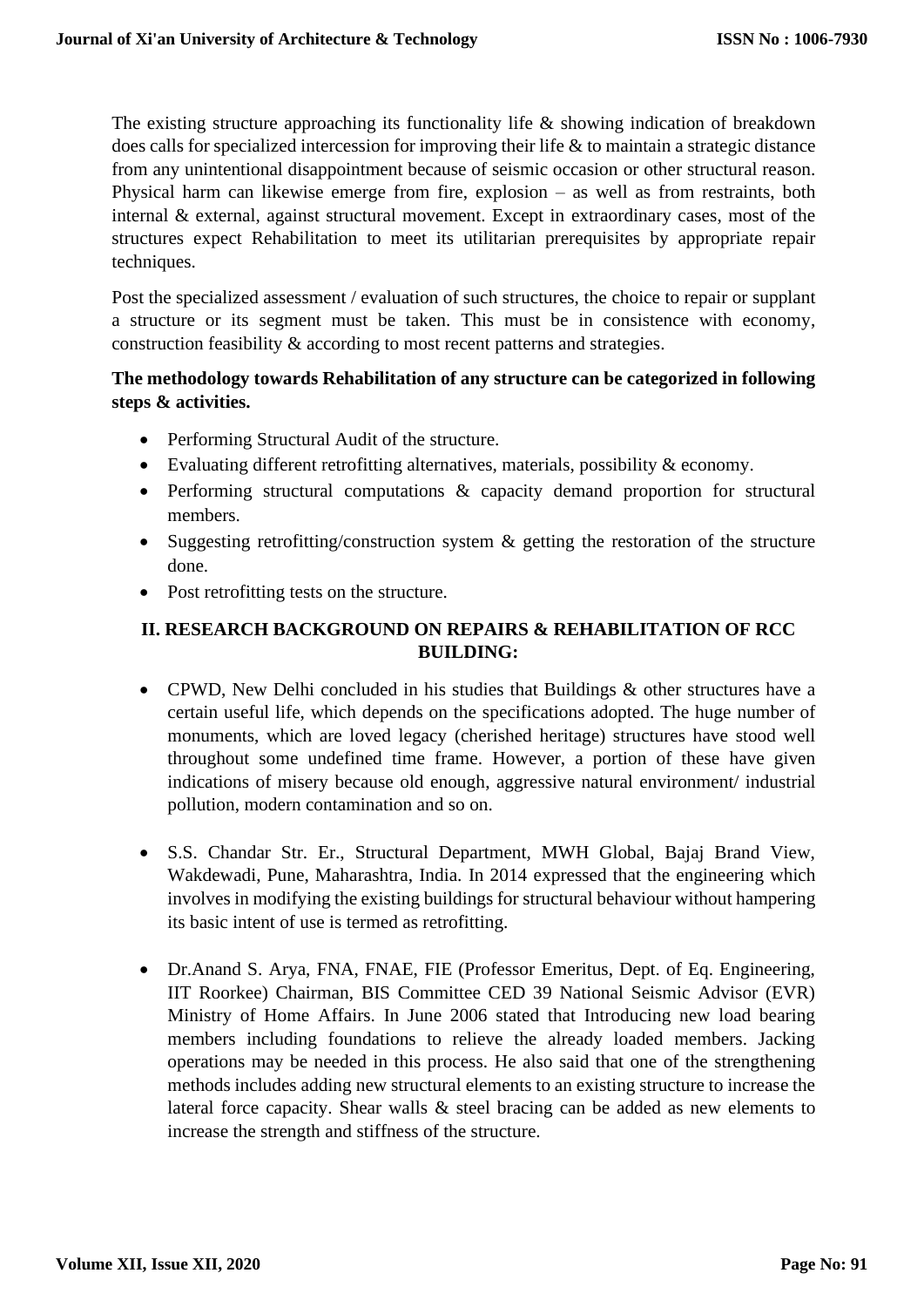The existing structure approaching its functionality life & showing indication of breakdown does calls for specialized intercession for improving their life & to maintain a strategic distance from any unintentional disappointment because of seismic occasion or other structural reason. Physical harm can likewise emerge from fire, explosion – as well as from restraints, both internal & external, against structural movement. Except in extraordinary cases, most of the structures expect Rehabilitation to meet its utilitarian prerequisites by appropriate repair techniques.

Post the specialized assessment / evaluation of such structures, the choice to repair or supplant a structure or its segment must be taken. This must be in consistence with economy, construction feasibility & according to most recent patterns and strategies.

**The methodology towards Rehabilitation of any structure can be categorized in following steps & activities.**

- Performing Structural Audit of the structure.
- Evaluating different retrofitting alternatives, materials, possibility & economy.
- Performing structural computations & capacity demand proportion for structural members.
- Suggesting retrofitting/construction system & getting the restoration of the structure done.
- Post retrofitting tests on the structure.

## II. RESEARCH BACKGROUND ON REPAIRS & REHABILITATION OF RCC BUILDING:

- CPWD, New Delhi concluded in his studies that Buildings & other structures have a certain useful life, which depends on the specifications adopted. The huge number of monuments, which are loved legacy (cherished heritage) structures have stood well throughout some undefined time frame. However, a portion of these have given indications of misery because old enough, aggressive natural environment/ industrial pollution, modern contamination and so on.

- S.S. Chandar Str. Er., Structural Department, MWH Global, Bajaj Brand View, Wakdewadi, Pune, Maharashtra, India. In 2014 expressed that the engineering which involves in modifying the existing buildings for structural behaviour without hampering its basic intent of use is termed as retrofitting.

- Dr.Anand S. Arya, FNA, FNAE, FIE (Professor Emeritus, Dept. of Eq. Engineering, IIT Roorkee) Chairman, BIS Committee CED 39 National Seismic Advisor (EVR) Ministry of Home Affairs. In June 2006 stated that Introducing new load bearing members including foundations to relieve the already loaded members. Jacking operations may be needed in this process. He also said that one of the strengthening methods includes adding new structural elements to an existing structure to increase the lateral force capacity. Shear walls & steel bracing can be added as new elements to increase the strength and stiffness of the structure.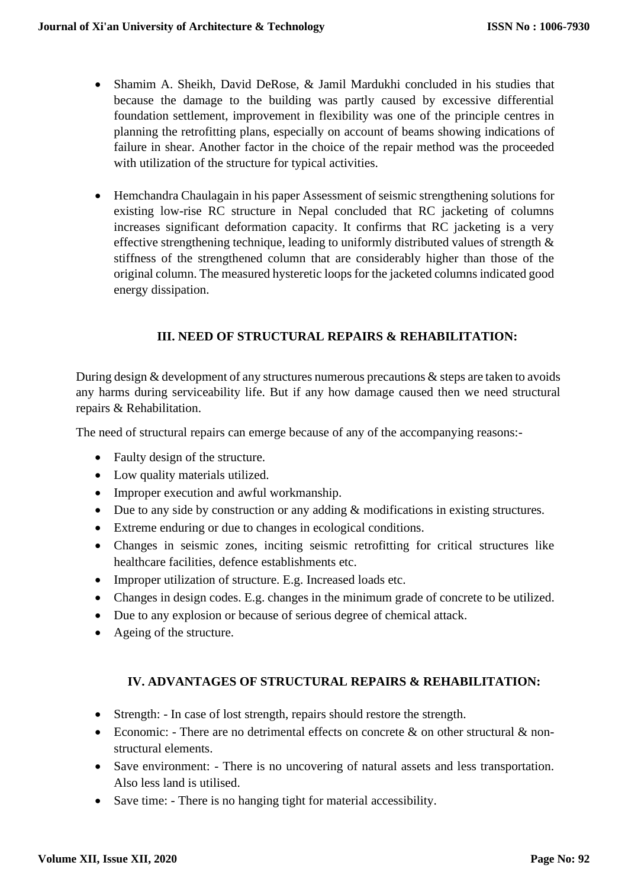- Shamim A. Sheikh, David DeRose, & Jamil Mardukhi concluded in his studies that because the damage to the building was partly caused by excessive differential foundation settlement, improvement in flexibility was one of the principle centres in planning the retrofitting plans, especially on account of beams showing indications of failure in shear. Another factor in the choice of the repair method was the proceeded with utilization of the structure for typical activities.

- Hemchandra Chaulagain in his paper Assessment of seismic strengthening solutions for existing low-rise RC structure in Nepal concluded that RC jacketing of columns increases significant deformation capacity. It confirms that RC jacketing is a very effective strengthening technique, leading to uniformly distributed values of strength & stiffness of the strengthened column that are considerably higher than those of the original column. The measured hysteretic loops for the jacketed columns indicated good energy dissipation.

## III. NEED OF STRUCTURAL REPAIRS & REHABILITATION:

During design & development of any structures numerous precautions & steps are taken to avoids any harms during serviceability life. But if any how damage caused then we need structural repairs & Rehabilitation.

The need of structural repairs can emerge because of any of the accompanying reasons:-

- Faulty design of the structure.
- Low quality materials utilized.
- Improper execution and awful workmanship.
- Due to any side by construction or any adding & modifications in existing structures.
- Extreme enduring or due to changes in ecological conditions.
- Changes in seismic zones, inciting seismic retrofitting for critical structures like healthcare facilities, defence establishments etc.
- Improper utilization of structure. E.g. Increased loads etc.
- Changes in design codes. E.g. changes in the minimum grade of concrete to be utilized.
- Due to any explosion or because of serious degree of chemical attack.
- Ageing of the structure.

## IV. ADVANTAGES OF STRUCTURAL REPAIRS & REHABILITATION:

- Strength: - In case of lost strength, repairs should restore the strength.
- Economic: - There are no detrimental effects on concrete & on other structural & non-structural elements.
- Save environment: - There is no uncovering of natural assets and less transportation. Also less land is utilised.
- Save time: - There is no hanging tight for material accessibility.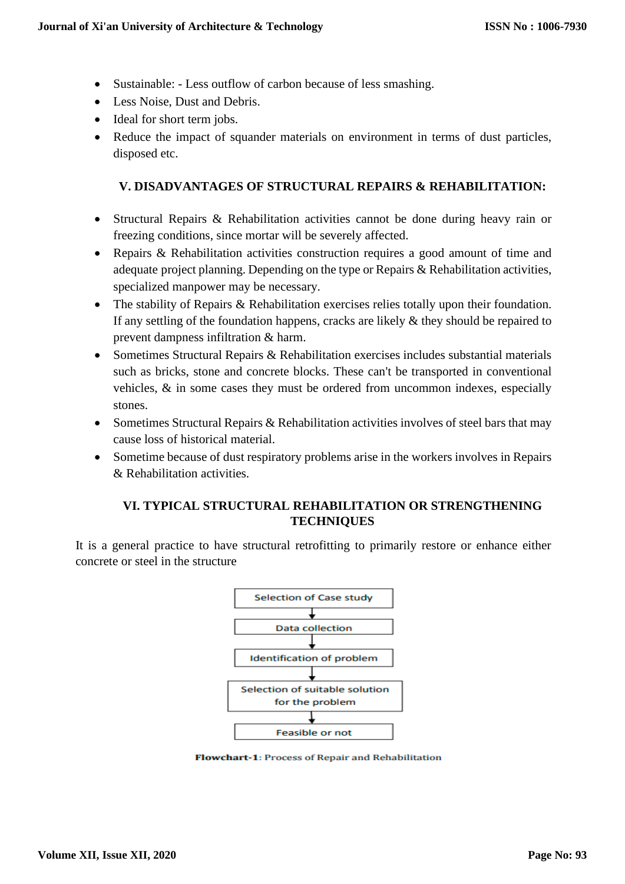- Sustainable: - Less outflow of carbon because of less smashing.
- Less Noise, Dust and Debris.
- Ideal for short term jobs.
- Reduce the impact of squander materials on environment in terms of dust particles, disposed etc.

## V. DISADVANTAGES OF STRUCTURAL REPAIRS & REHABILITATION:

- Structural Repairs & Rehabilitation activities cannot be done during heavy rain or freezing conditions, since mortar will be severely affected.
- Repairs & Rehabilitation activities construction requires a good amount of time and adequate project planning. Depending on the type or Repairs & Rehabilitation activities, specialized manpower may be necessary.
- The stability of Repairs & Rehabilitation exercises relies totally upon their foundation. If any settling of the foundation happens, cracks are likely & they should be repaired to prevent dampness infiltration & harm.
- Sometimes Structural Repairs & Rehabilitation exercises includes substantial materials such as bricks, stone and concrete blocks. These can't be transported in conventional vehicles, & in some cases they must be ordered from uncommon indexes, especially stones.
- Sometimes Structural Repairs & Rehabilitation activities involves of steel bars that may cause loss of historical material.
- Sometime because of dust respiratory problems arise in the workers involves in Repairs & Rehabilitation activities.

## VI. TYPICAL STRUCTURAL REHABILITATION OR STRENGTHENING TECHNIQUES

It is a general practice to have structural retrofitting to primarily restore or enhance either concrete or steel in the structure

Selection of Case study
↓
Data collection
↓
Identification of problem
↓
Selection of suitable solution for the problem
↓
Feasible or not

**Flowchart-1**: Process of Repair and Rehabilitation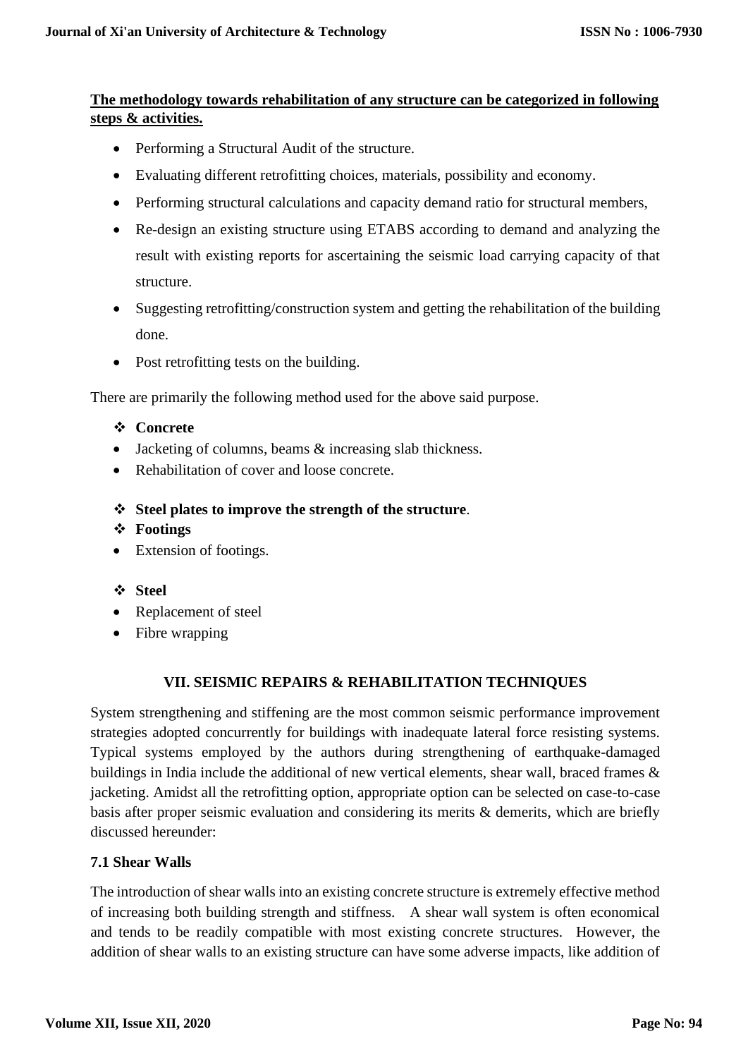**The methodology towards rehabilitation of any structure can be categorized in following steps & activities.**

- Performing a Structural Audit of the structure.
- Evaluating different retrofitting choices, materials, possibility and economy.
- Performing structural calculations and capacity demand ratio for structural members,
- Re-design an existing structure using ETABS according to demand and analyzing the result with existing reports for ascertaining the seismic load carrying capacity of that structure.
- Suggesting retrofitting/construction system and getting the rehabilitation of the building done.
- Post retrofitting tests on the building.

There are primarily the following method used for the above said purpose.

- ❖ **Concrete**
- Jacketing of columns, beams & increasing slab thickness.
- Rehabilitation of cover and loose concrete.

- ❖ **Steel plates to improve the strength of the structure**.
- ❖ **Footings**
- Extension of footings.

- ❖ **Steel**
- Replacement of steel
- Fibre wrapping

## VII. SEISMIC REPAIRS & REHABILITATION TECHNIQUES

System strengthening and stiffening are the most common seismic performance improvement strategies adopted concurrently for buildings with inadequate lateral force resisting systems. Typical systems employed by the authors during strengthening of earthquake-damaged buildings in India include the additional of new vertical elements, shear wall, braced frames & jacketing. Amidst all the retrofitting option, appropriate option can be selected on case-to-case basis after proper seismic evaluation and considering its merits & demerits, which are briefly discussed hereunder:

### 7.1 Shear Walls

The introduction of shear walls into an existing concrete structure is extremely effective method of increasing both building strength and stiffness. A shear wall system is often economical and tends to be readily compatible with most existing concrete structures. However, the addition of shear walls to an existing structure can have some adverse impacts, like addition of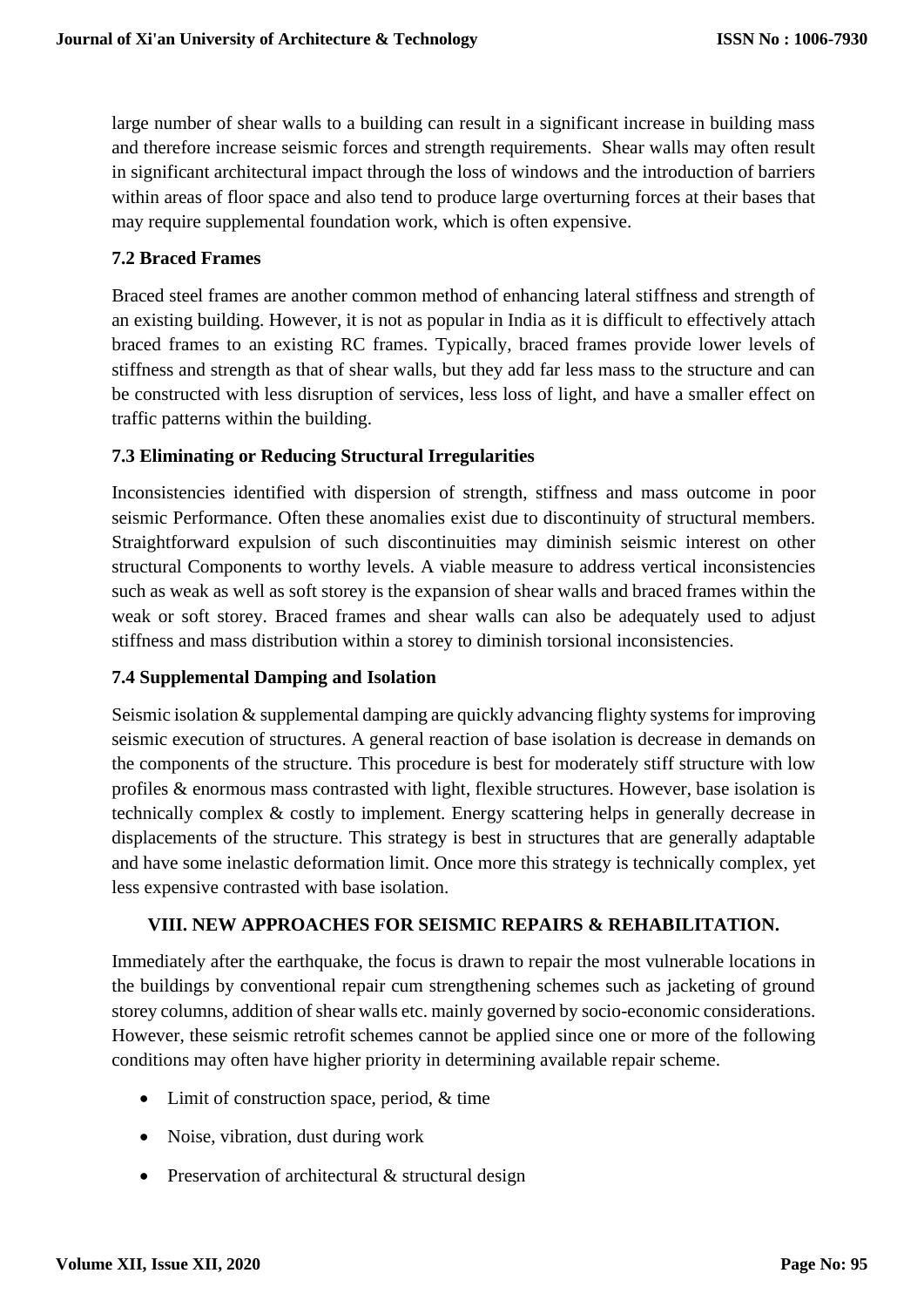large number of shear walls to a building can result in a significant increase in building mass and therefore increase seismic forces and strength requirements. Shear walls may often result in significant architectural impact through the loss of windows and the introduction of barriers within areas of floor space and also tend to produce large overturning forces at their bases that may require supplemental foundation work, which is often expensive.

### 7.2 Braced Frames

Braced steel frames are another common method of enhancing lateral stiffness and strength of an existing building. However, it is not as popular in India as it is difficult to effectively attach braced frames to an existing RC frames. Typically, braced frames provide lower levels of stiffness and strength as that of shear walls, but they add far less mass to the structure and can be constructed with less disruption of services, less loss of light, and have a smaller effect on traffic patterns within the building.

### 7.3 Eliminating or Reducing Structural Irregularities

Inconsistencies identified with dispersion of strength, stiffness and mass outcome in poor seismic Performance. Often these anomalies exist due to discontinuity of structural members. Straightforward expulsion of such discontinuities may diminish seismic interest on other structural Components to worthy levels. A viable measure to address vertical inconsistencies such as weak as well as soft storey is the expansion of shear walls and braced frames within the weak or soft storey. Braced frames and shear walls can also be adequately used to adjust stiffness and mass distribution within a storey to diminish torsional inconsistencies.

### 7.4 Supplemental Damping and Isolation

Seismic isolation & supplemental damping are quickly advancing flighty systems for improving seismic execution of structures. A general reaction of base isolation is decrease in demands on the components of the structure. This procedure is best for moderately stiff structure with low profiles & enormous mass contrasted with light, flexible structures. However, base isolation is technically complex & costly to implement. Energy scattering helps in generally decrease in displacements of the structure. This strategy is best in structures that are generally adaptable and have some inelastic deformation limit. Once more this strategy is technically complex, yet less expensive contrasted with base isolation.

## VIII. NEW APPROACHES FOR SEISMIC REPAIRS & REHABILITATION.

Immediately after the earthquake, the focus is drawn to repair the most vulnerable locations in the buildings by conventional repair cum strengthening schemes such as jacketing of ground storey columns, addition of shear walls etc. mainly governed by socio-economic considerations. However, these seismic retrofit schemes cannot be applied since one or more of the following conditions may often have higher priority in determining available repair scheme.

- Limit of construction space, period, & time
- Noise, vibration, dust during work
- Preservation of architectural & structural design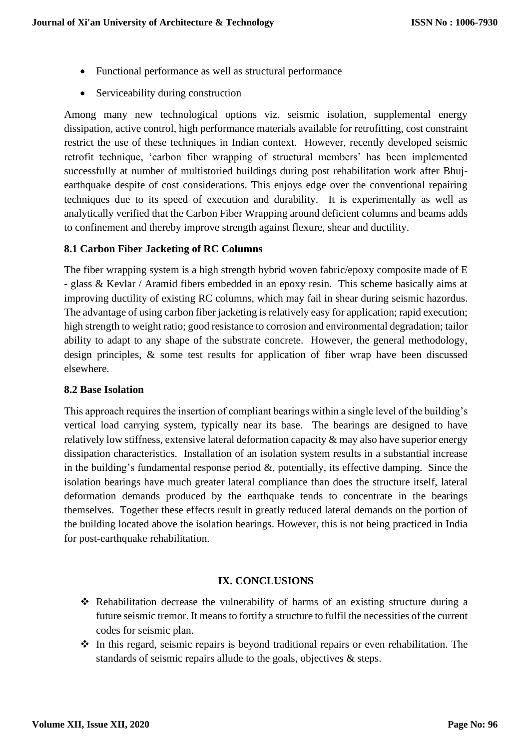- Functional performance as well as structural performance
- Serviceability during construction

Among many new technological options viz. seismic isolation, supplemental energy dissipation, active control, high performance materials available for retrofitting, cost constraint restrict the use of these techniques in Indian context. However, recently developed seismic retrofit technique, 'carbon fiber wrapping of structural members' has been implemented successfully at number of multistoried buildings during post rehabilitation work after Bhuj-earthquake despite of cost considerations. This enjoys edge over the conventional repairing techniques due to its speed of execution and durability. It is experimentally as well as analytically verified that the Carbon Fiber Wrapping around deficient columns and beams adds to confinement and thereby improve strength against flexure, shear and ductility.

### 8.1 Carbon Fiber Jacketing of RC Columns

The fiber wrapping system is a high strength hybrid woven fabric/epoxy composite made of E - glass & Kevlar / Aramid fibers embedded in an epoxy resin. This scheme basically aims at improving ductility of existing RC columns, which may fail in shear during seismic hazordus. The advantage of using carbon fiber jacketing is relatively easy for application; rapid execution; high strength to weight ratio; good resistance to corrosion and environmental degradation; tailor ability to adapt to any shape of the substrate concrete. However, the general methodology, design principles, & some test results for application of fiber wrap have been discussed elsewhere.

### 8.2 Base Isolation

This approach requires the insertion of compliant bearings within a single level of the building's vertical load carrying system, typically near its base. The bearings are designed to have relatively low stiffness, extensive lateral deformation capacity & may also have superior energy dissipation characteristics. Installation of an isolation system results in a substantial increase in the building's fundamental response period &, potentially, its effective damping. Since the isolation bearings have much greater lateral compliance than does the structure itself, lateral deformation demands produced by the earthquake tends to concentrate in the bearings themselves. Together these effects result in greatly reduced lateral demands on the portion of the building located above the isolation bearings. However, this is not being practiced in India for post-earthquake rehabilitation.

## IX. CONCLUSIONS

- Rehabilitation decrease the vulnerability of harms of an existing structure during a future seismic tremor. It means to fortify a structure to fulfil the necessities of the current codes for seismic plan.
- In this regard, seismic repairs is beyond traditional repairs or even rehabilitation. The standards of seismic repairs allude to the goals, objectives & steps.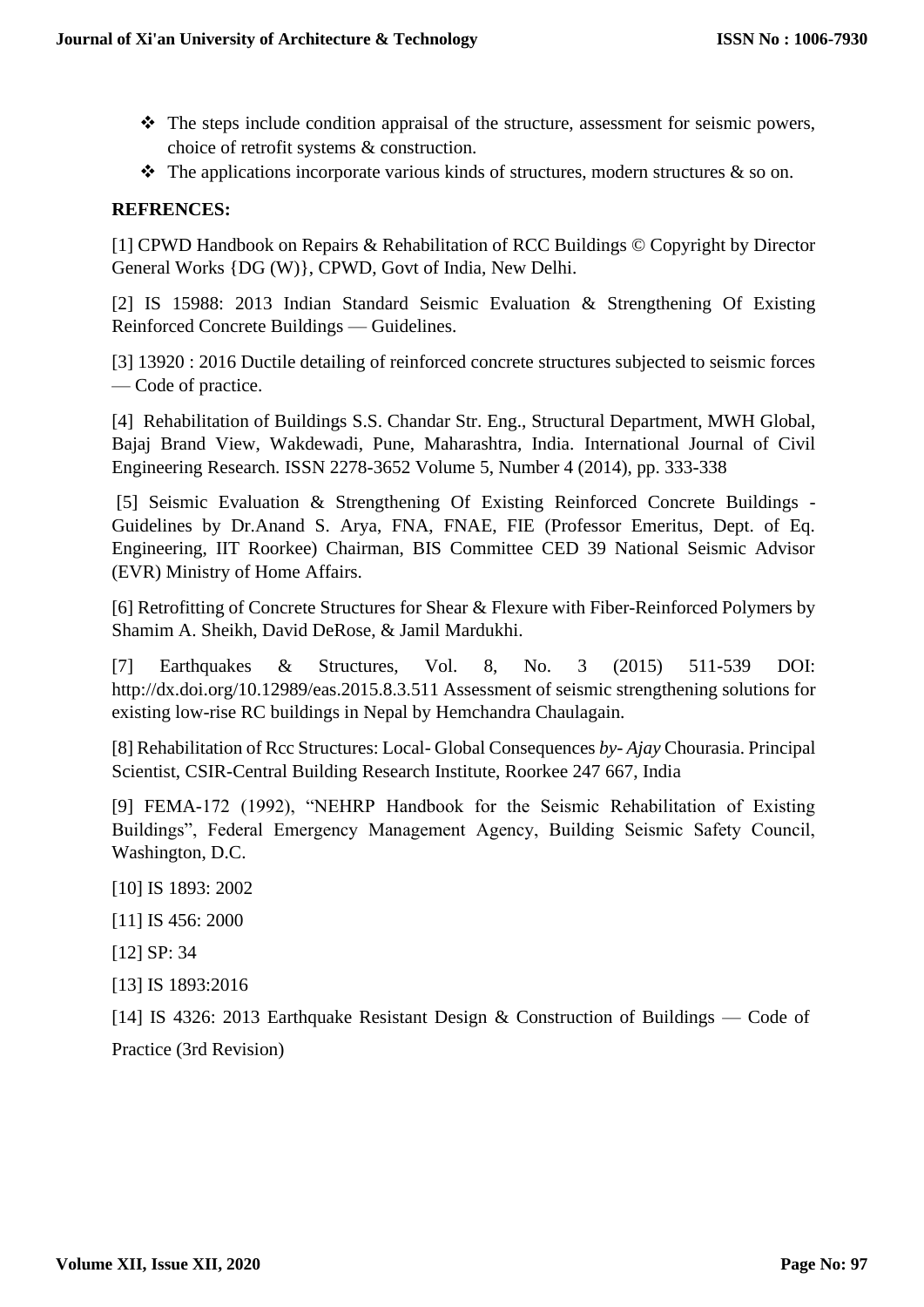- The steps include condition appraisal of the structure, assessment for seismic powers, choice of retrofit systems & construction.
- The applications incorporate various kinds of structures, modern structures & so on.

**REFRENCES:**

[1] CPWD Handbook on Repairs & Rehabilitation of RCC Buildings © Copyright by Director General Works {DG (W)}, CPWD, Govt of India, New Delhi.

[2] IS 15988: 2013 Indian Standard Seismic Evaluation & Strengthening Of Existing Reinforced Concrete Buildings — Guidelines.

[3] 13920 : 2016 Ductile detailing of reinforced concrete structures subjected to seismic forces — Code of practice.

[4] Rehabilitation of Buildings S.S. Chandar Str. Eng., Structural Department, MWH Global, Bajaj Brand View, Wakdewadi, Pune, Maharashtra, India. International Journal of Civil Engineering Research. ISSN 2278-3652 Volume 5, Number 4 (2014), pp. 333-338

[5] Seismic Evaluation & Strengthening Of Existing Reinforced Concrete Buildings - Guidelines by Dr.Anand S. Arya, FNA, FNAE, FIE (Professor Emeritus, Dept. of Eq. Engineering, IIT Roorkee) Chairman, BIS Committee CED 39 National Seismic Advisor (EVR) Ministry of Home Affairs.

[6] Retrofitting of Concrete Structures for Shear & Flexure with Fiber-Reinforced Polymers by Shamim A. Sheikh, David DeRose, & Jamil Mardukhi.

[7] Earthquakes & Structures, Vol. 8, No. 3 (2015) 511-539 DOI: http://dx.doi.org/10.12989/eas.2015.8.3.511 Assessment of seismic strengthening solutions for existing low-rise RC buildings in Nepal by Hemchandra Chaulagain.

[8] Rehabilitation of Rcc Structures: Local- Global Consequences *by- Ajay* Chourasia. Principal Scientist, CSIR-Central Building Research Institute, Roorkee 247 667, India

[9] FEMA-172 (1992), "NEHRP Handbook for the Seismic Rehabilitation of Existing Buildings", Federal Emergency Management Agency, Building Seismic Safety Council, Washington, D.C.

[10] IS 1893: 2002

[11] IS 456: 2000

[12] SP: 34

[13] IS 1893:2016

[14] IS 4326: 2013 Earthquake Resistant Design & Construction of Buildings — Code of Practice (3rd Revision)